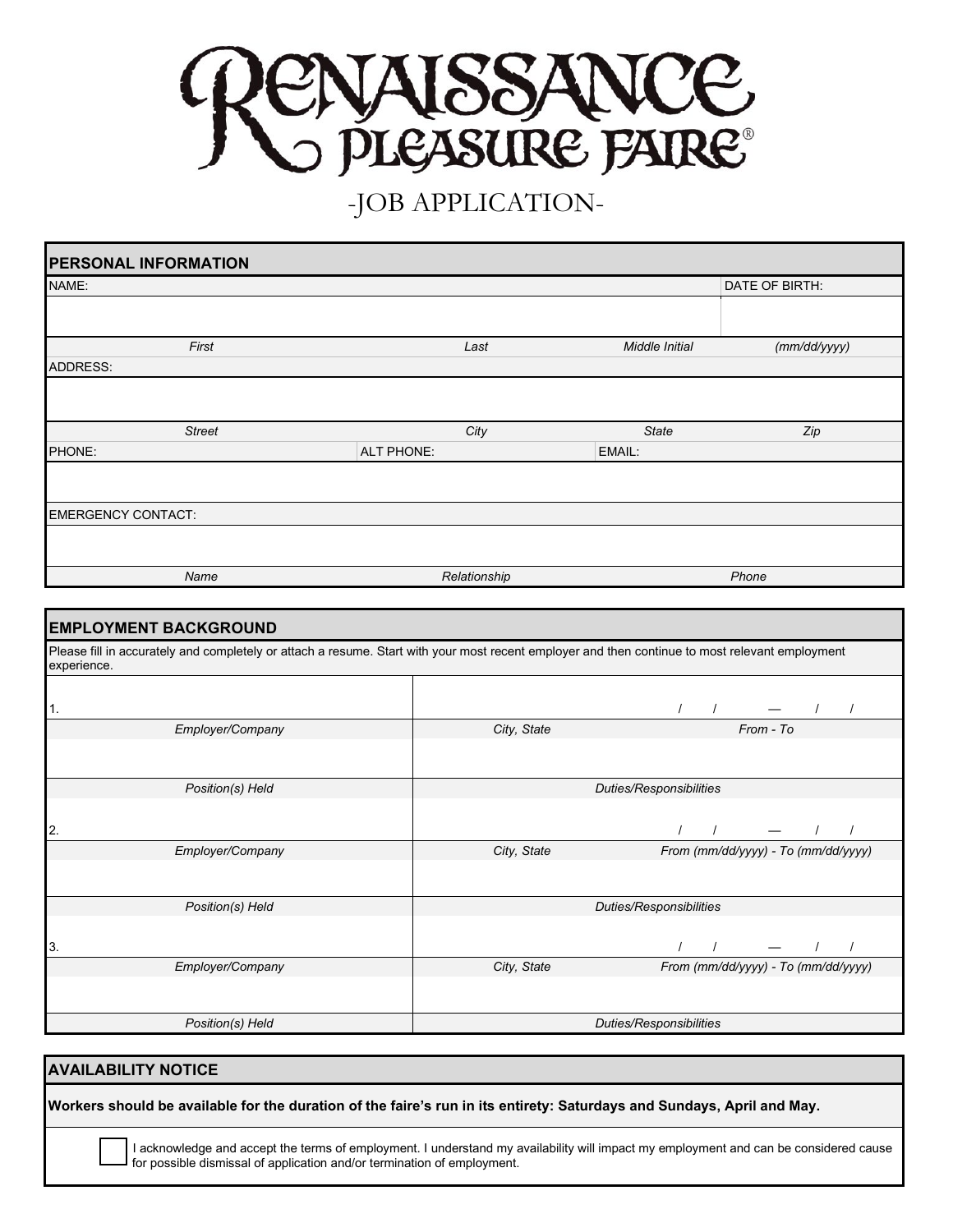# RENAISSANCE PLEASURE FAIRE®

## -JOB APPLICATION-

## PERSONAL INFORMATION

| NAME: | | | DATE OF BIRTH: |
|---|---|---|---|
| | | | |
| *First* | *Last* | *Middle Initial* | *(mm/dd/yyyy)* |

| ADDRESS: | | | |
|---|---|---|---|
| | | | |
| *Street* | *City* | *State* | *Zip* |

| PHONE: | ALT PHONE: | EMAIL: |
|---|---|---|
| | | |

| EMERGENCY CONTACT: | | |
|---|---|---|
| | | |
| *Name* | *Relationship* | *Phone* |

## EMPLOYMENT BACKGROUND

Please fill in accurately and completely or attach a resume. Start with your most recent employer and then continue to most relevant employment experience.

| | | |
|---|---|---|
| 1. | | / / — / / |
| *Employer/Company* | *City, State* | *From - To* |
| | | |
| *Position(s) Held* | *Duties/Responsibilities* | |
| 2. | | / / — / / |
| *Employer/Company* | *City, State* | *From (mm/dd/yyyy) - To (mm/dd/yyyy)* |
| | | |
| *Position(s) Held* | *Duties/Responsibilities* | |
| 3. | | / / — / / |
| *Employer/Company* | *City, State* | *From (mm/dd/yyyy) - To (mm/dd/yyyy)* |
| | | |
| *Position(s) Held* | *Duties/Responsibilities* | |

## AVAILABILITY NOTICE

**Workers should be available for the duration of the faire's run in its entirety: Saturdays and Sundays, April and May.**

☐ I acknowledge and accept the terms of employment. I understand my availability will impact my employment and can be considered cause for possible dismissal of application and/or termination of employment.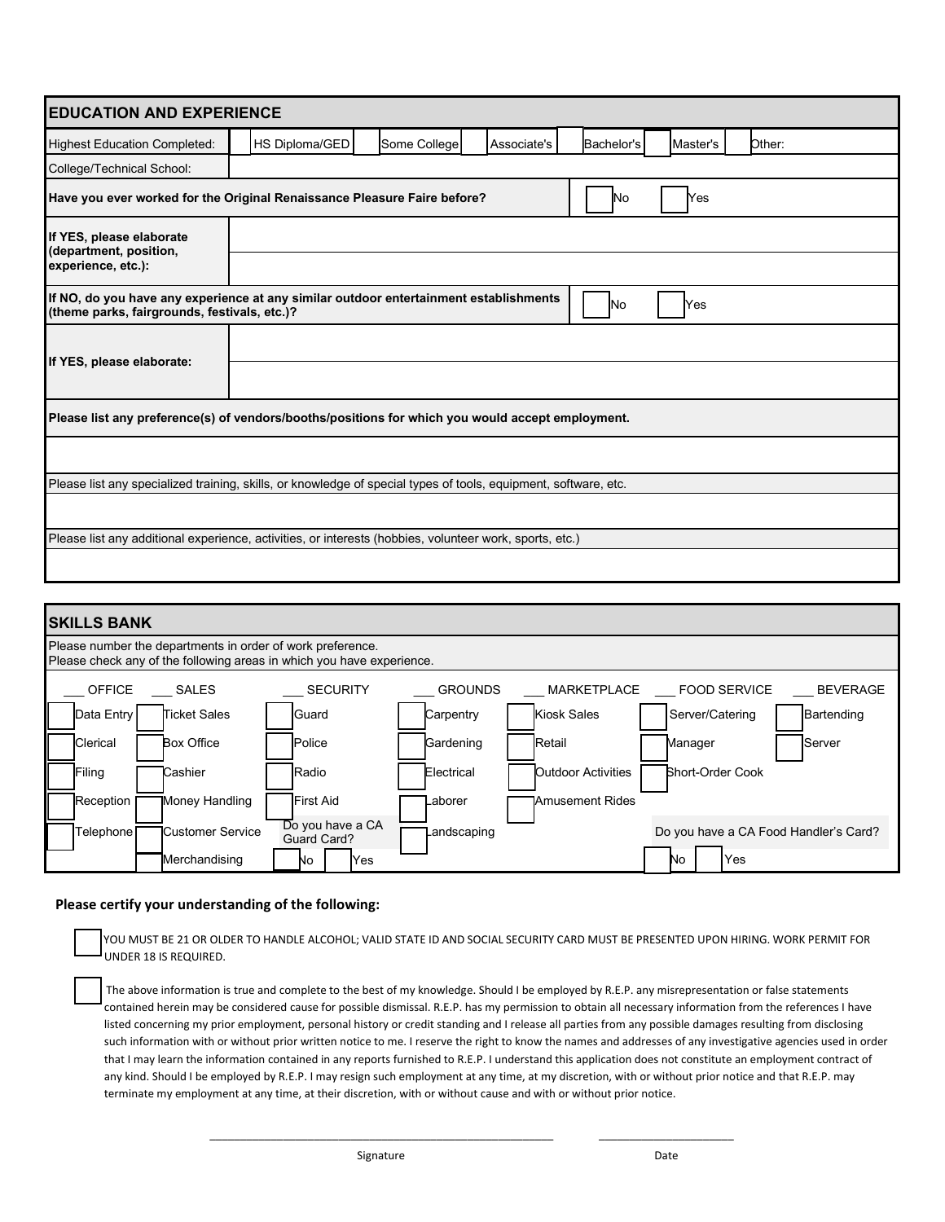## EDUCATION AND EXPERIENCE

| | |
|---|---|
| Highest Education Completed: | ☐ HS Diploma/GED ☐ Some College ☐ Associate's ☐ Bachelor's ☐ Master's ☐ Other: |
| College/Technical School: | |

**Have you ever worked for the Original Renaissance Pleasure Faire before?** ☐ No ☐ Yes

| | |
|---|---|
| **If YES, please elaborate (department, position, experience, etc.):** | |

**If NO, do you have any experience at any similar outdoor entertainment establishments (theme parks, fairgrounds, festivals, etc.)?** ☐ No ☐ Yes

| | |
|---|---|
| **If YES, please elaborate:** | |

**Please list any preference(s) of vendors/booths/positions for which you would accept employment.**

Please list any specialized training, skills, or knowledge of special types of tools, equipment, software, etc.

Please list any additional experience, activities, or interests (hobbies, volunteer work, sports, etc.)

## SKILLS BANK

Please number the departments in order of work preference.
Please check any of the following areas in which you have experience.

| ___ OFFICE | ___ SALES | ___ SECURITY | ___ GROUNDS | ___ MARKETPLACE | ___ FOOD SERVICE | ___ BEVERAGE |
|---|---|---|---|---|---|---|
| ☐ Data Entry | ☐ Ticket Sales | ☐ Guard | ☐ Carpentry | ☐ Kiosk Sales | ☐ Server/Catering | ☐ Bartending |
| ☐ Clerical | ☐ Box Office | ☐ Police | ☐ Gardening | ☐ Retail | ☐ Manager | ☐ Server |
| ☐ Filing | ☐ Cashier | ☐ Radio | ☐ Electrical | ☐ Outdoor Activities | ☐ Short-Order Cook | |
| ☐ Reception | ☐ Money Handling | ☐ First Aid | ☐ Laborer | ☐ Amusement Rides | | |
| ☐ Telephone | ☐ Customer Service | Do you have a CA Guard Card? | ☐ Landscaping | | Do you have a CA Food Handler's Card? | |
| | ☐ Merchandising | ☐ No ☐ Yes | | | ☐ No ☐ Yes | |

**Please certify your understanding of the following:**

☐ YOU MUST BE 21 OR OLDER TO HANDLE ALCOHOL; VALID STATE ID AND SOCIAL SECURITY CARD MUST BE PRESENTED UPON HIRING. WORK PERMIT FOR UNDER 18 IS REQUIRED.

☐ The above information is true and complete to the best of my knowledge. Should I be employed by R.E.P. any misrepresentation or false statements contained herein may be considered cause for possible dismissal. R.E.P. has my permission to obtain all necessary information from the references I have listed concerning my prior employment, personal history or credit standing and I release all parties from any possible damages resulting from disclosing such information with or without prior written notice to me. I reserve the right to know the names and addresses of any investigative agencies used in order that I may learn the information contained in any reports furnished to R.E.P. I understand this application does not constitute an employment contract of any kind. Should I be employed by R.E.P. I may resign such employment at any time, at my discretion, with or without prior notice and that R.E.P. may terminate my employment at any time, at their discretion, with or without cause and with or without prior notice.

________________________________________ Signature

____________________ Date